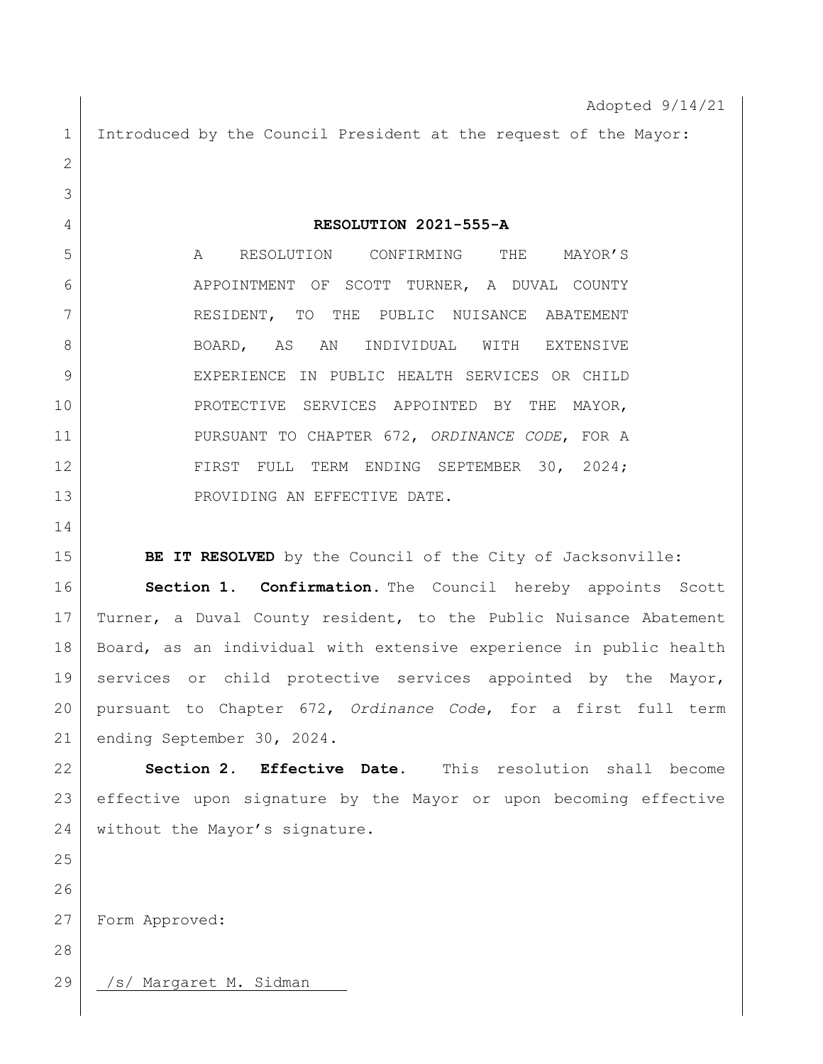Adopted 9/14/21

Introduced by the Council President at the request of the Mayor:

**RESOLUTION 2021-555-A**

A RESOLUTION CONFIRMING THE MAYOR'S APPOINTMENT OF SCOTT TURNER, A DUVAL COUNTY RESIDENT, TO THE PUBLIC NUISANCE ABATEMENT BOARD, AS AN INDIVIDUAL WITH EXTENSIVE EXPERIENCE IN PUBLIC HEALTH SERVICES OR CHILD PROTECTIVE SERVICES APPOINTED BY THE MAYOR, PURSUANT TO CHAPTER 672, *ORDINANCE CODE*, FOR A FIRST FULL TERM ENDING SEPTEMBER 30, 2024; PROVIDING AN EFFECTIVE DATE.

**BE IT RESOLVED** by the Council of the City of Jacksonville:

**Section 1. Confirmation.** The Council hereby appoints Scott Turner, a Duval County resident, to the Public Nuisance Abatement Board, as an individual with extensive experience in public health services or child protective services appointed by the Mayor, pursuant to Chapter 672, *Ordinance Code*, for a first full term ending September 30, 2024.

**Section 2. Effective Date.** This resolution shall become effective upon signature by the Mayor or upon becoming effective without the Mayor's signature.

Form Approved:

/s/ Margaret M. Sidman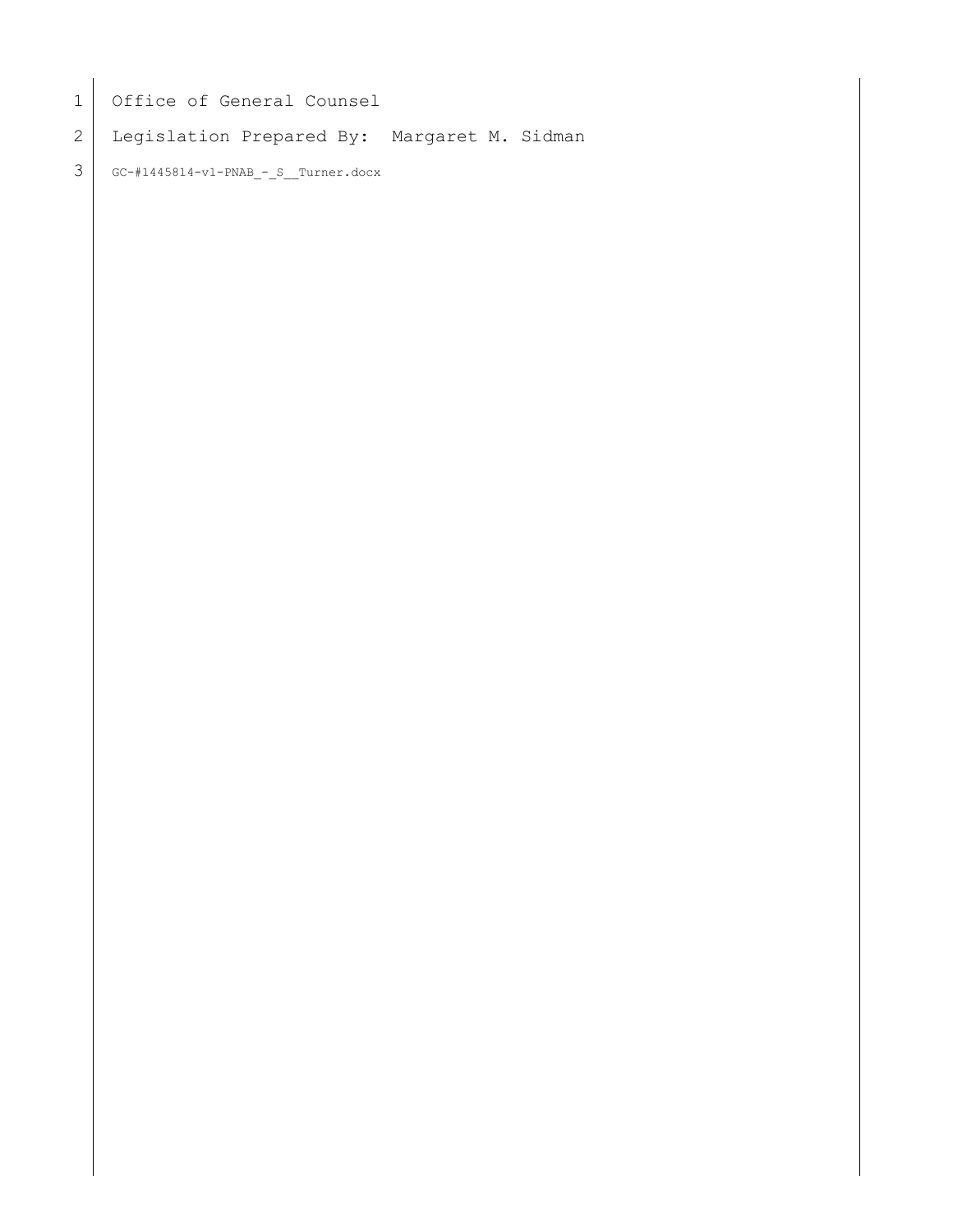Office of General Counsel

Legislation Prepared By: Margaret M. Sidman

GC-#1445814-v1-PNAB_-_S__Turner.docx